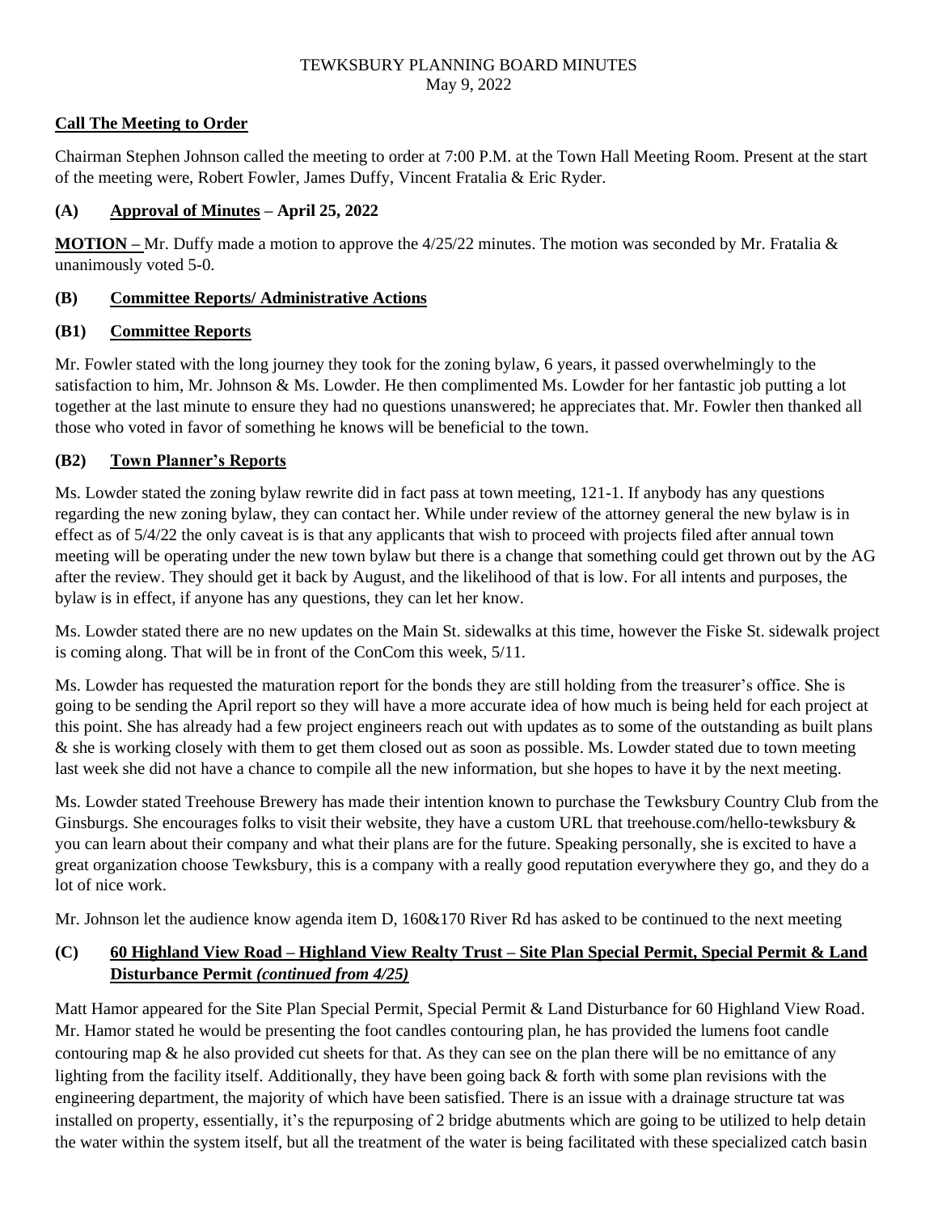# TEWKSBURY PLANNING BOARD MINUTES
May 9, 2022

## Call The Meeting to Order

Chairman Stephen Johnson called the meeting to order at 7:00 P.M. at the Town Hall Meeting Room. Present at the start of the meeting were, Robert Fowler, James Duffy, Vincent Fratalia & Eric Ryder.

## (A) Approval of Minutes – April 25, 2022

**MOTION –** Mr. Duffy made a motion to approve the 4/25/22 minutes. The motion was seconded by Mr. Fratalia & unanimously voted 5-0.

## (B) Committee Reports/ Administrative Actions

## (B1) Committee Reports

Mr. Fowler stated with the long journey they took for the zoning bylaw, 6 years, it passed overwhelmingly to the satisfaction to him, Mr. Johnson & Ms. Lowder. He then complimented Ms. Lowder for her fantastic job putting a lot together at the last minute to ensure they had no questions unanswered; he appreciates that. Mr. Fowler then thanked all those who voted in favor of something he knows will be beneficial to the town.

## (B2) Town Planner's Reports

Ms. Lowder stated the zoning bylaw rewrite did in fact pass at town meeting, 121-1. If anybody has any questions regarding the new zoning bylaw, they can contact her. While under review of the attorney general the new bylaw is in effect as of 5/4/22 the only caveat is is that any applicants that wish to proceed with projects filed after annual town meeting will be operating under the new town bylaw but there is a change that something could get thrown out by the AG after the review. They should get it back by August, and the likelihood of that is low. For all intents and purposes, the bylaw is in effect, if anyone has any questions, they can let her know.

Ms. Lowder stated there are no new updates on the Main St. sidewalks at this time, however the Fiske St. sidewalk project is coming along. That will be in front of the ConCom this week, 5/11.

Ms. Lowder has requested the maturation report for the bonds they are still holding from the treasurer's office. She is going to be sending the April report so they will have a more accurate idea of how much is being held for each project at this point. She has already had a few project engineers reach out with updates as to some of the outstanding as built plans & she is working closely with them to get them closed out as soon as possible. Ms. Lowder stated due to town meeting last week she did not have a chance to compile all the new information, but she hopes to have it by the next meeting.

Ms. Lowder stated Treehouse Brewery has made their intention known to purchase the Tewksbury Country Club from the Ginsburgs. She encourages folks to visit their website, they have a custom URL that treehouse.com/hello-tewksbury & you can learn about their company and what their plans are for the future. Speaking personally, she is excited to have a great organization choose Tewksbury, this is a company with a really good reputation everywhere they go, and they do a lot of nice work.

Mr. Johnson let the audience know agenda item D, 160&170 River Rd has asked to be continued to the next meeting

## (C) 60 Highland View Road – Highland View Realty Trust – Site Plan Special Permit, Special Permit & Land Disturbance Permit *(continued from 4/25)*

Matt Hamor appeared for the Site Plan Special Permit, Special Permit & Land Disturbance for 60 Highland View Road. Mr. Hamor stated he would be presenting the foot candles contouring plan, he has provided the lumens foot candle contouring map & he also provided cut sheets for that. As they can see on the plan there will be no emittance of any lighting from the facility itself. Additionally, they have been going back & forth with some plan revisions with the engineering department, the majority of which have been satisfied. There is an issue with a drainage structure tat was installed on property, essentially, it's the repurposing of 2 bridge abutments which are going to be utilized to help detain the water within the system itself, but all the treatment of the water is being facilitated with these specialized catch basin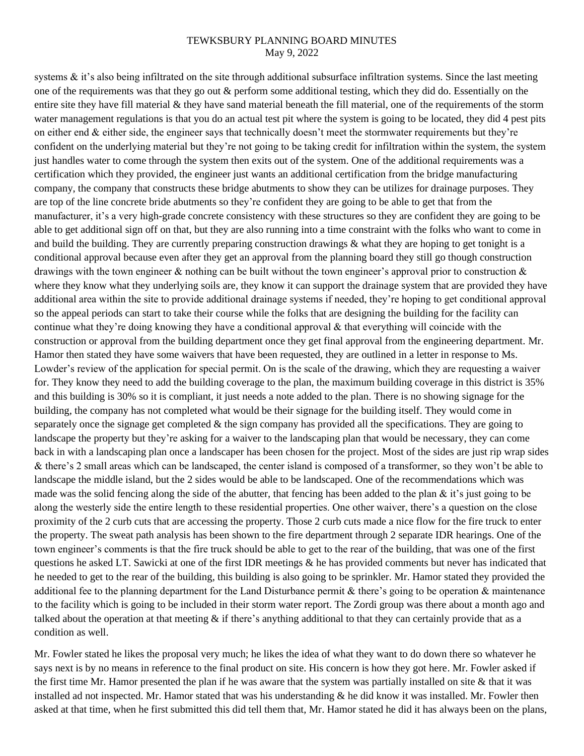systems & it's also being infiltrated on the site through additional subsurface infiltration systems. Since the last meeting one of the requirements was that they go out & perform some additional testing, which they did do. Essentially on the entire site they have fill material & they have sand material beneath the fill material, one of the requirements of the storm water management regulations is that you do an actual test pit where the system is going to be located, they did 4 pest pits on either end & either side, the engineer says that technically doesn't meet the stormwater requirements but they're confident on the underlying material but they're not going to be taking credit for infiltration within the system, the system just handles water to come through the system then exits out of the system. One of the additional requirements was a certification which they provided, the engineer just wants an additional certification from the bridge manufacturing company, the company that constructs these bridge abutments to show they can be utilizes for drainage purposes. They are top of the line concrete bride abutments so they're confident they are going to be able to get that from the manufacturer, it's a very high-grade concrete consistency with these structures so they are confident they are going to be able to get additional sign off on that, but they are also running into a time constraint with the folks who want to come in and build the building. They are currently preparing construction drawings & what they are hoping to get tonight is a conditional approval because even after they get an approval from the planning board they still go though construction drawings with the town engineer & nothing can be built without the town engineer's approval prior to construction & where they know what they underlying soils are, they know it can support the drainage system that are provided they have additional area within the site to provide additional drainage systems if needed, they're hoping to get conditional approval so the appeal periods can start to take their course while the folks that are designing the building for the facility can continue what they're doing knowing they have a conditional approval & that everything will coincide with the construction or approval from the building department once they get final approval from the engineering department. Mr. Hamor then stated they have some waivers that have been requested, they are outlined in a letter in response to Ms. Lowder's review of the application for special permit. On is the scale of the drawing, which they are requesting a waiver for. They know they need to add the building coverage to the plan, the maximum building coverage in this district is 35% and this building is 30% so it is compliant, it just needs a note added to the plan. There is no showing signage for the building, the company has not completed what would be their signage for the building itself. They would come in separately once the signage get completed & the sign company has provided all the specifications. They are going to landscape the property but they're asking for a waiver to the landscaping plan that would be necessary, they can come back in with a landscaping plan once a landscaper has been chosen for the project. Most of the sides are just rip wrap sides & there's 2 small areas which can be landscaped, the center island is composed of a transformer, so they won't be able to landscape the middle island, but the 2 sides would be able to be landscaped. One of the recommendations which was made was the solid fencing along the side of the abutter, that fencing has been added to the plan & it's just going to be along the westerly side the entire length to these residential properties. One other waiver, there's a question on the close proximity of the 2 curb cuts that are accessing the property. Those 2 curb cuts made a nice flow for the fire truck to enter the property. The sweat path analysis has been shown to the fire department through 2 separate IDR hearings. One of the town engineer's comments is that the fire truck should be able to get to the rear of the building, that was one of the first questions he asked LT. Sawicki at one of the first IDR meetings & he has provided comments but never has indicated that he needed to get to the rear of the building, this building is also going to be sprinkler. Mr. Hamor stated they provided the additional fee to the planning department for the Land Disturbance permit & there's going to be operation & maintenance to the facility which is going to be included in their storm water report. The Zordi group was there about a month ago and talked about the operation at that meeting & if there's anything additional to that they can certainly provide that as a condition as well.

Mr. Fowler stated he likes the proposal very much; he likes the idea of what they want to do down there so whatever he says next is by no means in reference to the final product on site. His concern is how they got here. Mr. Fowler asked if the first time Mr. Hamor presented the plan if he was aware that the system was partially installed on site & that it was installed ad not inspected. Mr. Hamor stated that was his understanding & he did know it was installed. Mr. Fowler then asked at that time, when he first submitted this did tell them that, Mr. Hamor stated he did it has always been on the plans,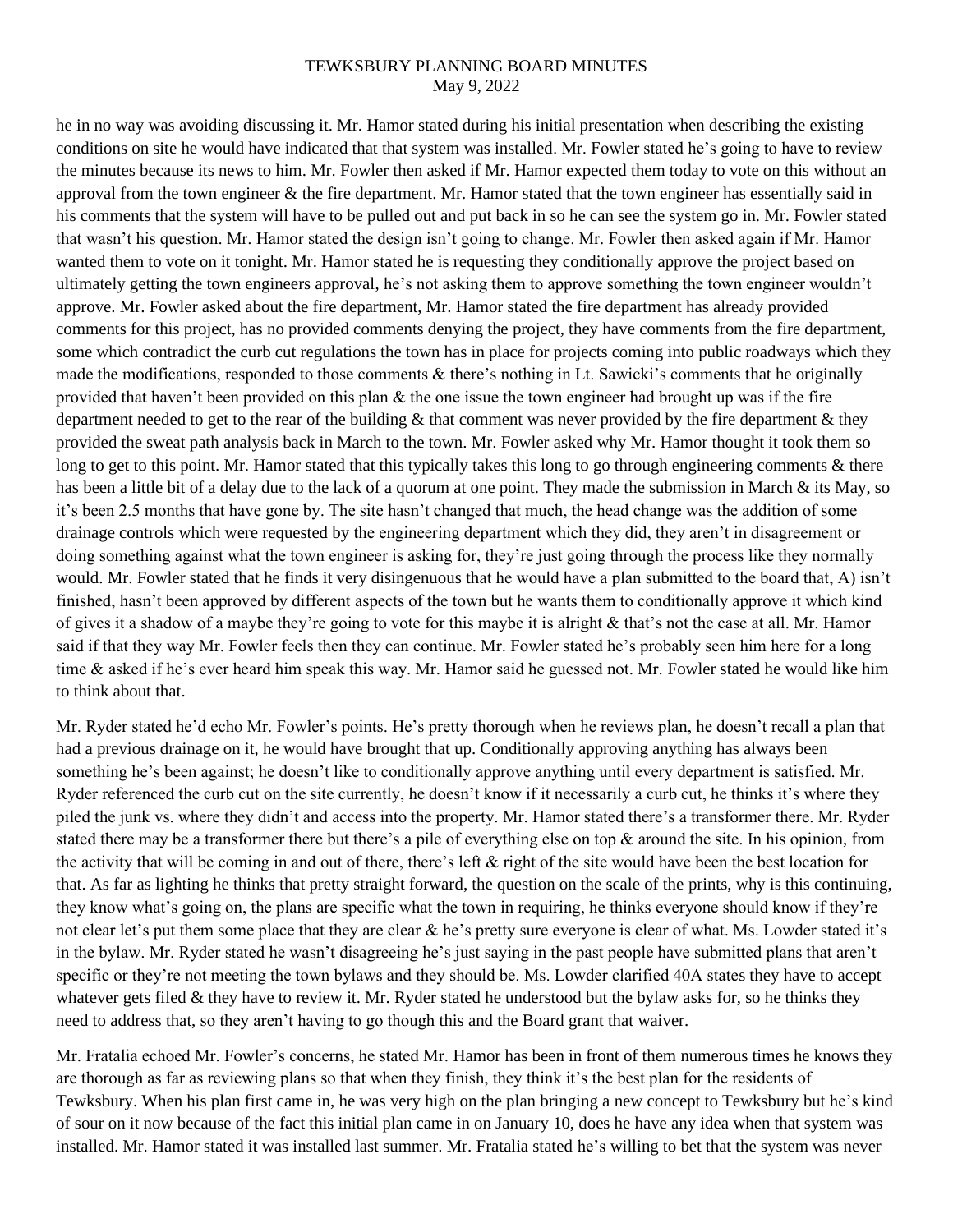he in no way was avoiding discussing it. Mr. Hamor stated during his initial presentation when describing the existing conditions on site he would have indicated that that system was installed. Mr. Fowler stated he's going to have to review the minutes because its news to him. Mr. Fowler then asked if Mr. Hamor expected them today to vote on this without an approval from the town engineer & the fire department. Mr. Hamor stated that the town engineer has essentially said in his comments that the system will have to be pulled out and put back in so he can see the system go in. Mr. Fowler stated that wasn't his question. Mr. Hamor stated the design isn't going to change. Mr. Fowler then asked again if Mr. Hamor wanted them to vote on it tonight. Mr. Hamor stated he is requesting they conditionally approve the project based on ultimately getting the town engineers approval, he's not asking them to approve something the town engineer wouldn't approve. Mr. Fowler asked about the fire department, Mr. Hamor stated the fire department has already provided comments for this project, has no provided comments denying the project, they have comments from the fire department, some which contradict the curb cut regulations the town has in place for projects coming into public roadways which they made the modifications, responded to those comments & there's nothing in Lt. Sawicki's comments that he originally provided that haven't been provided on this plan & the one issue the town engineer had brought up was if the fire department needed to get to the rear of the building & that comment was never provided by the fire department & they provided the sweat path analysis back in March to the town. Mr. Fowler asked why Mr. Hamor thought it took them so long to get to this point. Mr. Hamor stated that this typically takes this long to go through engineering comments & there has been a little bit of a delay due to the lack of a quorum at one point. They made the submission in March & its May, so it's been 2.5 months that have gone by. The site hasn't changed that much, the head change was the addition of some drainage controls which were requested by the engineering department which they did, they aren't in disagreement or doing something against what the town engineer is asking for, they're just going through the process like they normally would. Mr. Fowler stated that he finds it very disingenuous that he would have a plan submitted to the board that, A) isn't finished, hasn't been approved by different aspects of the town but he wants them to conditionally approve it which kind of gives it a shadow of a maybe they're going to vote for this maybe it is alright & that's not the case at all. Mr. Hamor said if that they way Mr. Fowler feels then they can continue. Mr. Fowler stated he's probably seen him here for a long time & asked if he's ever heard him speak this way. Mr. Hamor said he guessed not. Mr. Fowler stated he would like him to think about that.

Mr. Ryder stated he'd echo Mr. Fowler's points. He's pretty thorough when he reviews plan, he doesn't recall a plan that had a previous drainage on it, he would have brought that up. Conditionally approving anything has always been something he's been against; he doesn't like to conditionally approve anything until every department is satisfied. Mr. Ryder referenced the curb cut on the site currently, he doesn't know if it necessarily a curb cut, he thinks it's where they piled the junk vs. where they didn't and access into the property. Mr. Hamor stated there's a transformer there. Mr. Ryder stated there may be a transformer there but there's a pile of everything else on top & around the site. In his opinion, from the activity that will be coming in and out of there, there's left & right of the site would have been the best location for that. As far as lighting he thinks that pretty straight forward, the question on the scale of the prints, why is this continuing, they know what's going on, the plans are specific what the town in requiring, he thinks everyone should know if they're not clear let's put them some place that they are clear & he's pretty sure everyone is clear of what. Ms. Lowder stated it's in the bylaw. Mr. Ryder stated he wasn't disagreeing he's just saying in the past people have submitted plans that aren't specific or they're not meeting the town bylaws and they should be. Ms. Lowder clarified 40A states they have to accept whatever gets filed & they have to review it. Mr. Ryder stated he understood but the bylaw asks for, so he thinks they need to address that, so they aren't having to go though this and the Board grant that waiver.

Mr. Fratalia echoed Mr. Fowler's concerns, he stated Mr. Hamor has been in front of them numerous times he knows they are thorough as far as reviewing plans so that when they finish, they think it's the best plan for the residents of Tewksbury. When his plan first came in, he was very high on the plan bringing a new concept to Tewksbury but he's kind of sour on it now because of the fact this initial plan came in on January 10, does he have any idea when that system was installed. Mr. Hamor stated it was installed last summer. Mr. Fratalia stated he's willing to bet that the system was never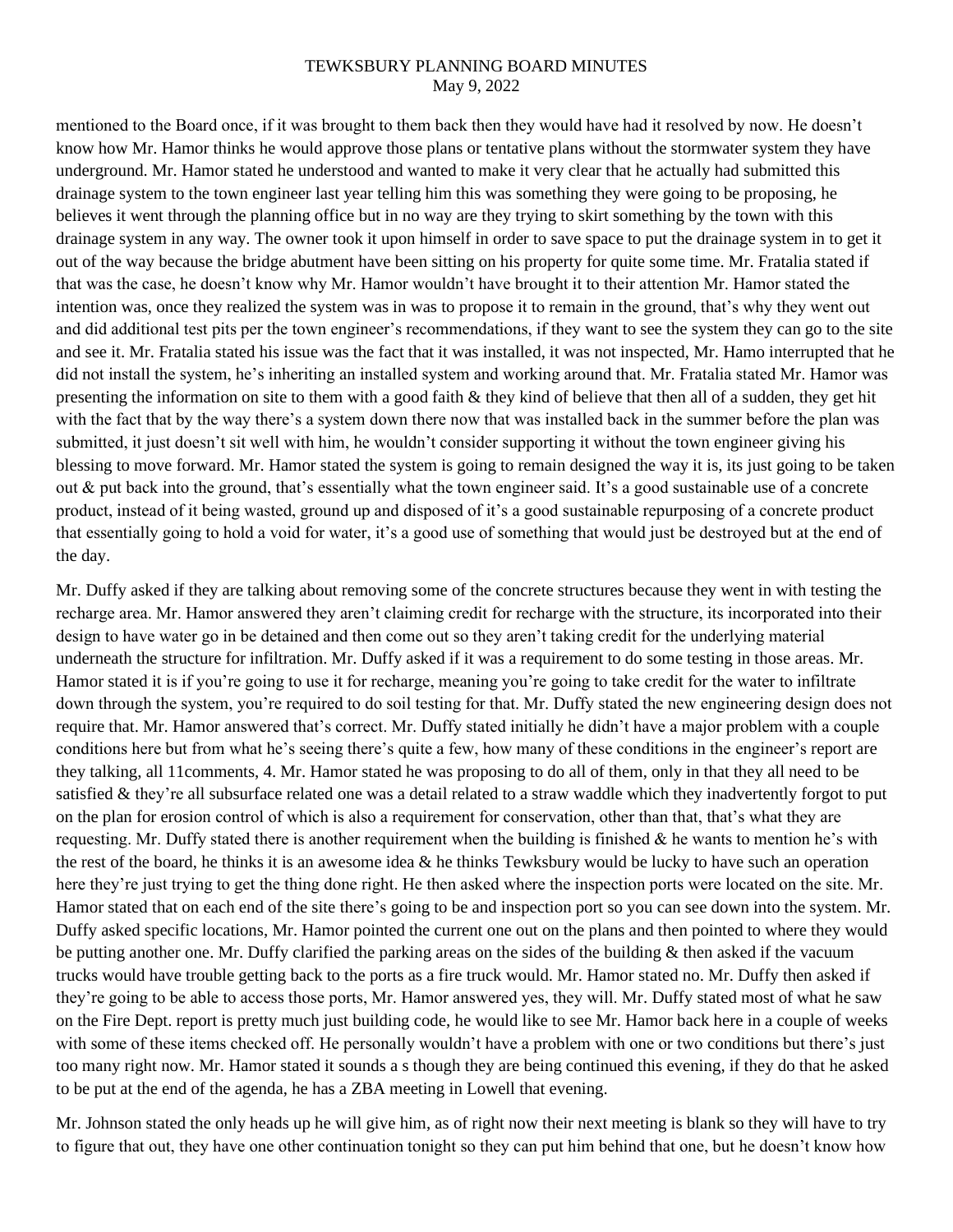mentioned to the Board once, if it was brought to them back then they would have had it resolved by now. He doesn't know how Mr. Hamor thinks he would approve those plans or tentative plans without the stormwater system they have underground. Mr. Hamor stated he understood and wanted to make it very clear that he actually had submitted this drainage system to the town engineer last year telling him this was something they were going to be proposing, he believes it went through the planning office but in no way are they trying to skirt something by the town with this drainage system in any way. The owner took it upon himself in order to save space to put the drainage system in to get it out of the way because the bridge abutment have been sitting on his property for quite some time. Mr. Fratalia stated if that was the case, he doesn't know why Mr. Hamor wouldn't have brought it to their attention Mr. Hamor stated the intention was, once they realized the system was in was to propose it to remain in the ground, that's why they went out and did additional test pits per the town engineer's recommendations, if they want to see the system they can go to the site and see it. Mr. Fratalia stated his issue was the fact that it was installed, it was not inspected, Mr. Hamo interrupted that he did not install the system, he's inheriting an installed system and working around that. Mr. Fratalia stated Mr. Hamor was presenting the information on site to them with a good faith & they kind of believe that then all of a sudden, they get hit with the fact that by the way there's a system down there now that was installed back in the summer before the plan was submitted, it just doesn't sit well with him, he wouldn't consider supporting it without the town engineer giving his blessing to move forward. Mr. Hamor stated the system is going to remain designed the way it is, its just going to be taken out & put back into the ground, that's essentially what the town engineer said. It's a good sustainable use of a concrete product, instead of it being wasted, ground up and disposed of it's a good sustainable repurposing of a concrete product that essentially going to hold a void for water, it's a good use of something that would just be destroyed but at the end of the day.

Mr. Duffy asked if they are talking about removing some of the concrete structures because they went in with testing the recharge area. Mr. Hamor answered they aren't claiming credit for recharge with the structure, its incorporated into their design to have water go in be detained and then come out so they aren't taking credit for the underlying material underneath the structure for infiltration. Mr. Duffy asked if it was a requirement to do some testing in those areas. Mr. Hamor stated it is if you're going to use it for recharge, meaning you're going to take credit for the water to infiltrate down through the system, you're required to do soil testing for that. Mr. Duffy stated the new engineering design does not require that. Mr. Hamor answered that's correct. Mr. Duffy stated initially he didn't have a major problem with a couple conditions here but from what he's seeing there's quite a few, how many of these conditions in the engineer's report are they talking, all 11comments, 4. Mr. Hamor stated he was proposing to do all of them, only in that they all need to be satisfied & they're all subsurface related one was a detail related to a straw waddle which they inadvertently forgot to put on the plan for erosion control of which is also a requirement for conservation, other than that, that's what they are requesting. Mr. Duffy stated there is another requirement when the building is finished & he wants to mention he's with the rest of the board, he thinks it is an awesome idea & he thinks Tewksbury would be lucky to have such an operation here they're just trying to get the thing done right. He then asked where the inspection ports were located on the site. Mr. Hamor stated that on each end of the site there's going to be and inspection port so you can see down into the system. Mr. Duffy asked specific locations, Mr. Hamor pointed the current one out on the plans and then pointed to where they would be putting another one. Mr. Duffy clarified the parking areas on the sides of the building & then asked if the vacuum trucks would have trouble getting back to the ports as a fire truck would. Mr. Hamor stated no. Mr. Duffy then asked if they're going to be able to access those ports, Mr. Hamor answered yes, they will. Mr. Duffy stated most of what he saw on the Fire Dept. report is pretty much just building code, he would like to see Mr. Hamor back here in a couple of weeks with some of these items checked off. He personally wouldn't have a problem with one or two conditions but there's just too many right now. Mr. Hamor stated it sounds a s though they are being continued this evening, if they do that he asked to be put at the end of the agenda, he has a ZBA meeting in Lowell that evening.

Mr. Johnson stated the only heads up he will give him, as of right now their next meeting is blank so they will have to try to figure that out, they have one other continuation tonight so they can put him behind that one, but he doesn't know how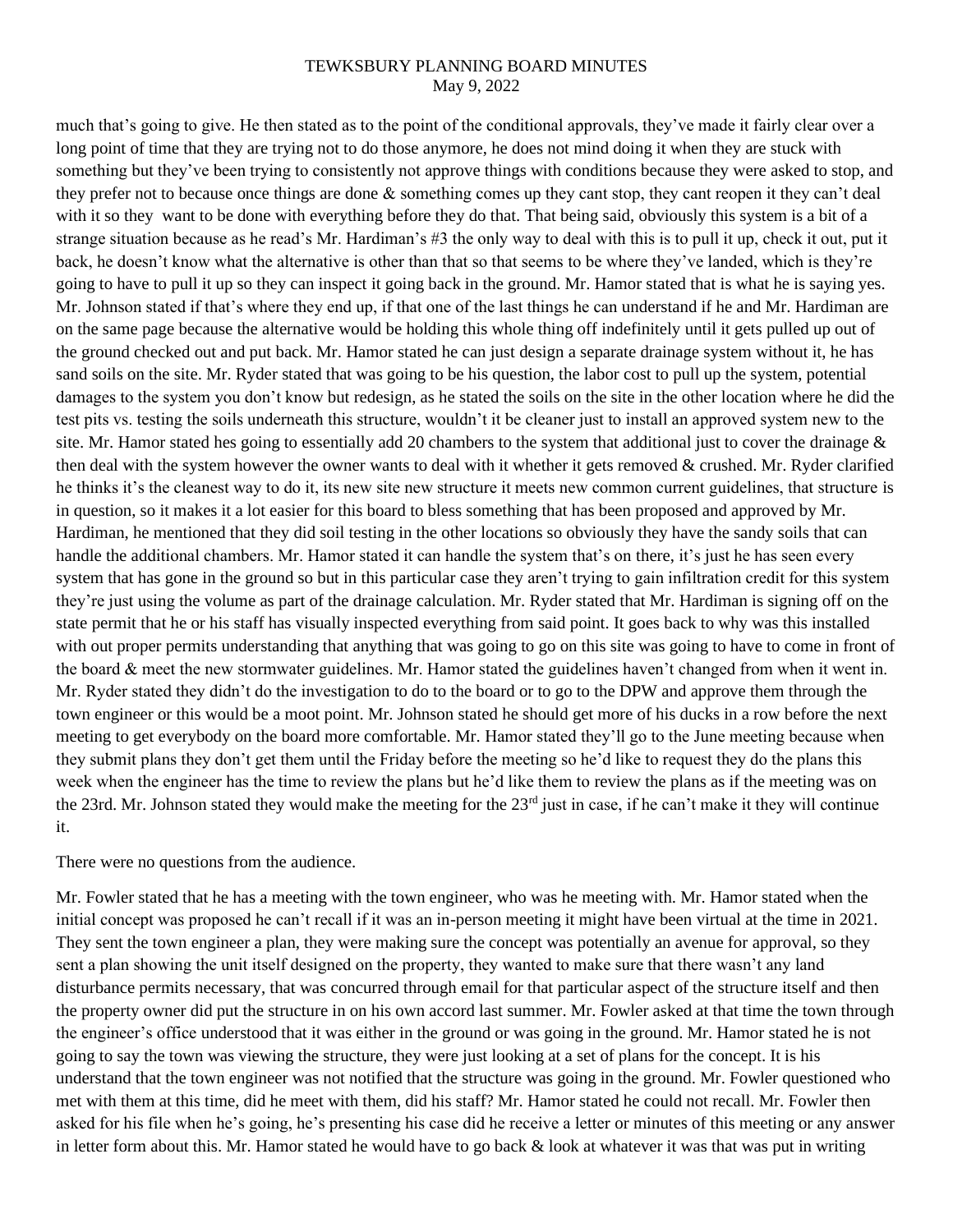much that's going to give. He then stated as to the point of the conditional approvals, they've made it fairly clear over a long point of time that they are trying not to do those anymore, he does not mind doing it when they are stuck with something but they've been trying to consistently not approve things with conditions because they were asked to stop, and they prefer not to because once things are done & something comes up they cant stop, they cant reopen it they can't deal with it so they want to be done with everything before they do that. That being said, obviously this system is a bit of a strange situation because as he read's Mr. Hardiman's #3 the only way to deal with this is to pull it up, check it out, put it back, he doesn't know what the alternative is other than that so that seems to be where they've landed, which is they're going to have to pull it up so they can inspect it going back in the ground. Mr. Hamor stated that is what he is saying yes. Mr. Johnson stated if that's where they end up, if that one of the last things he can understand if he and Mr. Hardiman are on the same page because the alternative would be holding this whole thing off indefinitely until it gets pulled up out of the ground checked out and put back. Mr. Hamor stated he can just design a separate drainage system without it, he has sand soils on the site. Mr. Ryder stated that was going to be his question, the labor cost to pull up the system, potential damages to the system you don't know but redesign, as he stated the soils on the site in the other location where he did the test pits vs. testing the soils underneath this structure, wouldn't it be cleaner just to install an approved system new to the site. Mr. Hamor stated hes going to essentially add 20 chambers to the system that additional just to cover the drainage & then deal with the system however the owner wants to deal with it whether it gets removed & crushed. Mr. Ryder clarified he thinks it's the cleanest way to do it, its new site new structure it meets new common current guidelines, that structure is in question, so it makes it a lot easier for this board to bless something that has been proposed and approved by Mr. Hardiman, he mentioned that they did soil testing in the other locations so obviously they have the sandy soils that can handle the additional chambers. Mr. Hamor stated it can handle the system that's on there, it's just he has seen every system that has gone in the ground so but in this particular case they aren't trying to gain infiltration credit for this system they're just using the volume as part of the drainage calculation. Mr. Ryder stated that Mr. Hardiman is signing off on the state permit that he or his staff has visually inspected everything from said point. It goes back to why was this installed with out proper permits understanding that anything that was going to go on this site was going to have to come in front of the board & meet the new stormwater guidelines. Mr. Hamor stated the guidelines haven't changed from when it went in. Mr. Ryder stated they didn't do the investigation to do to the board or to go to the DPW and approve them through the town engineer or this would be a moot point. Mr. Johnson stated he should get more of his ducks in a row before the next meeting to get everybody on the board more comfortable. Mr. Hamor stated they'll go to the June meeting because when they submit plans they don't get them until the Friday before the meeting so he'd like to request they do the plans this week when the engineer has the time to review the plans but he'd like them to review the plans as if the meeting was on the 23rd. Mr. Johnson stated they would make the meeting for the 23rd just in case, if he can't make it they will continue it.

There were no questions from the audience.

Mr. Fowler stated that he has a meeting with the town engineer, who was he meeting with. Mr. Hamor stated when the initial concept was proposed he can't recall if it was an in-person meeting it might have been virtual at the time in 2021. They sent the town engineer a plan, they were making sure the concept was potentially an avenue for approval, so they sent a plan showing the unit itself designed on the property, they wanted to make sure that there wasn't any land disturbance permits necessary, that was concurred through email for that particular aspect of the structure itself and then the property owner did put the structure in on his own accord last summer. Mr. Fowler asked at that time the town through the engineer's office understood that it was either in the ground or was going in the ground. Mr. Hamor stated he is not going to say the town was viewing the structure, they were just looking at a set of plans for the concept. It is his understand that the town engineer was not notified that the structure was going in the ground. Mr. Fowler questioned who met with them at this time, did he meet with them, did his staff? Mr. Hamor stated he could not recall. Mr. Fowler then asked for his file when he's going, he's presenting his case did he receive a letter or minutes of this meeting or any answer in letter form about this. Mr. Hamor stated he would have to go back & look at whatever it was that was put in writing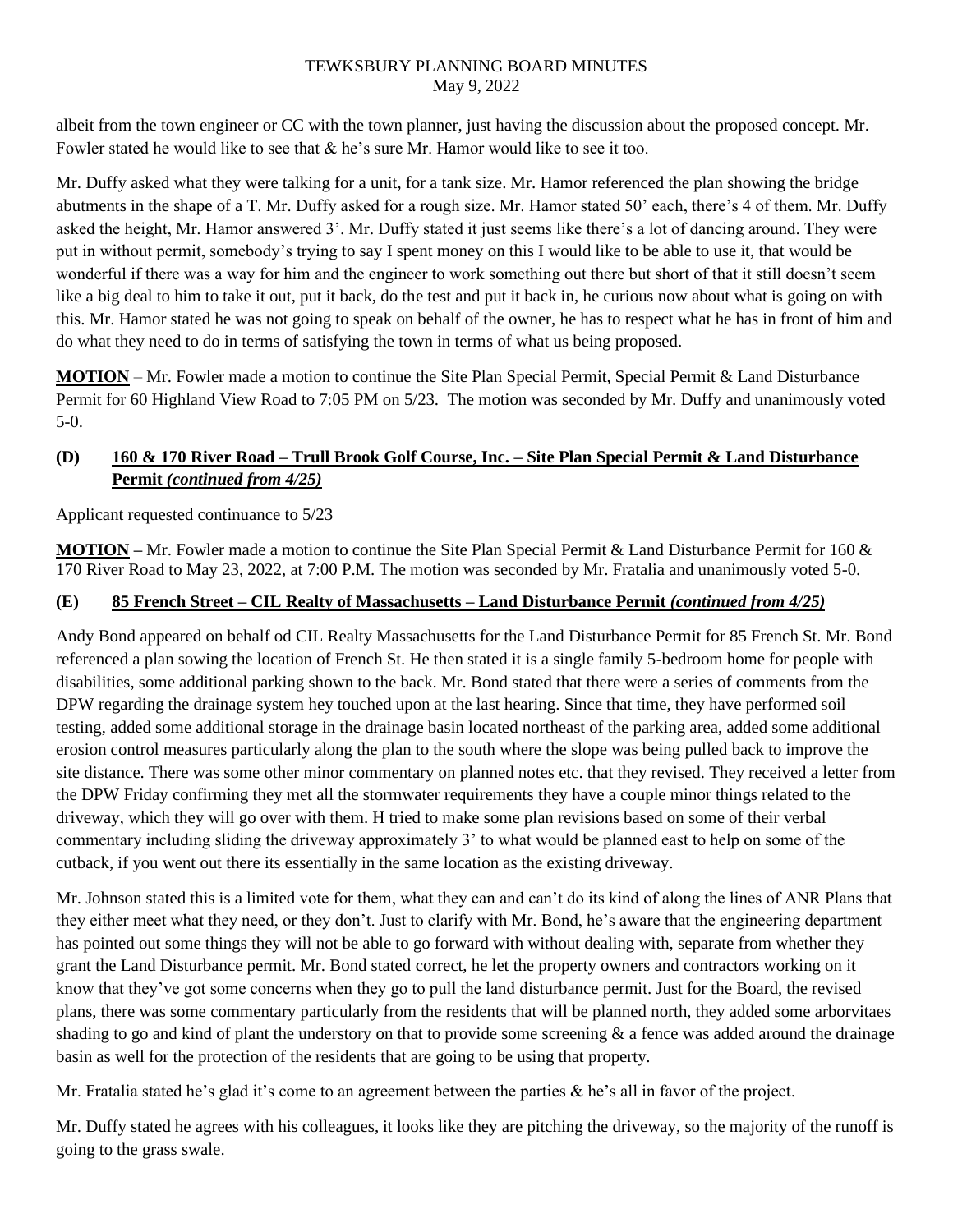albeit from the town engineer or CC with the town planner, just having the discussion about the proposed concept. Mr. Fowler stated he would like to see that & he's sure Mr. Hamor would like to see it too.

Mr. Duffy asked what they were talking for a unit, for a tank size. Mr. Hamor referenced the plan showing the bridge abutments in the shape of a T. Mr. Duffy asked for a rough size. Mr. Hamor stated 50' each, there's 4 of them. Mr. Duffy asked the height, Mr. Hamor answered 3'. Mr. Duffy stated it just seems like there's a lot of dancing around. They were put in without permit, somebody's trying to say I spent money on this I would like to be able to use it, that would be wonderful if there was a way for him and the engineer to work something out there but short of that it still doesn't seem like a big deal to him to take it out, put it back, do the test and put it back in, he curious now about what is going on with this. Mr. Hamor stated he was not going to speak on behalf of the owner, he has to respect what he has in front of him and do what they need to do in terms of satisfying the town in terms of what us being proposed.

**MOTION** – Mr. Fowler made a motion to continue the Site Plan Special Permit, Special Permit & Land Disturbance Permit for 60 Highland View Road to 7:05 PM on 5/23. The motion was seconded by Mr. Duffy and unanimously voted 5-0.

## (D) 160 & 170 River Road – Trull Brook Golf Course, Inc. – Site Plan Special Permit & Land Disturbance Permit *(continued from 4/25)*

Applicant requested continuance to 5/23

**MOTION** – Mr. Fowler made a motion to continue the Site Plan Special Permit & Land Disturbance Permit for 160 & 170 River Road to May 23, 2022, at 7:00 P.M. The motion was seconded by Mr. Fratalia and unanimously voted 5-0.

## (E) 85 French Street – CIL Realty of Massachusetts – Land Disturbance Permit *(continued from 4/25)*

Andy Bond appeared on behalf od CIL Realty Massachusetts for the Land Disturbance Permit for 85 French St. Mr. Bond referenced a plan sowing the location of French St. He then stated it is a single family 5-bedroom home for people with disabilities, some additional parking shown to the back. Mr. Bond stated that there were a series of comments from the DPW regarding the drainage system hey touched upon at the last hearing. Since that time, they have performed soil testing, added some additional storage in the drainage basin located northeast of the parking area, added some additional erosion control measures particularly along the plan to the south where the slope was being pulled back to improve the site distance. There was some other minor commentary on planned notes etc. that they revised. They received a letter from the DPW Friday confirming they met all the stormwater requirements they have a couple minor things related to the driveway, which they will go over with them. H tried to make some plan revisions based on some of their verbal commentary including sliding the driveway approximately 3' to what would be planned east to help on some of the cutback, if you went out there its essentially in the same location as the existing driveway.

Mr. Johnson stated this is a limited vote for them, what they can and can't do its kind of along the lines of ANR Plans that they either meet what they need, or they don't. Just to clarify with Mr. Bond, he's aware that the engineering department has pointed out some things they will not be able to go forward with without dealing with, separate from whether they grant the Land Disturbance permit. Mr. Bond stated correct, he let the property owners and contractors working on it know that they've got some concerns when they go to pull the land disturbance permit. Just for the Board, the revised plans, there was some commentary particularly from the residents that will be planned north, they added some arborvitaes shading to go and kind of plant the understory on that to provide some screening & a fence was added around the drainage basin as well for the protection of the residents that are going to be using that property.

Mr. Fratalia stated he's glad it's come to an agreement between the parties & he's all in favor of the project.

Mr. Duffy stated he agrees with his colleagues, it looks like they are pitching the driveway, so the majority of the runoff is going to the grass swale.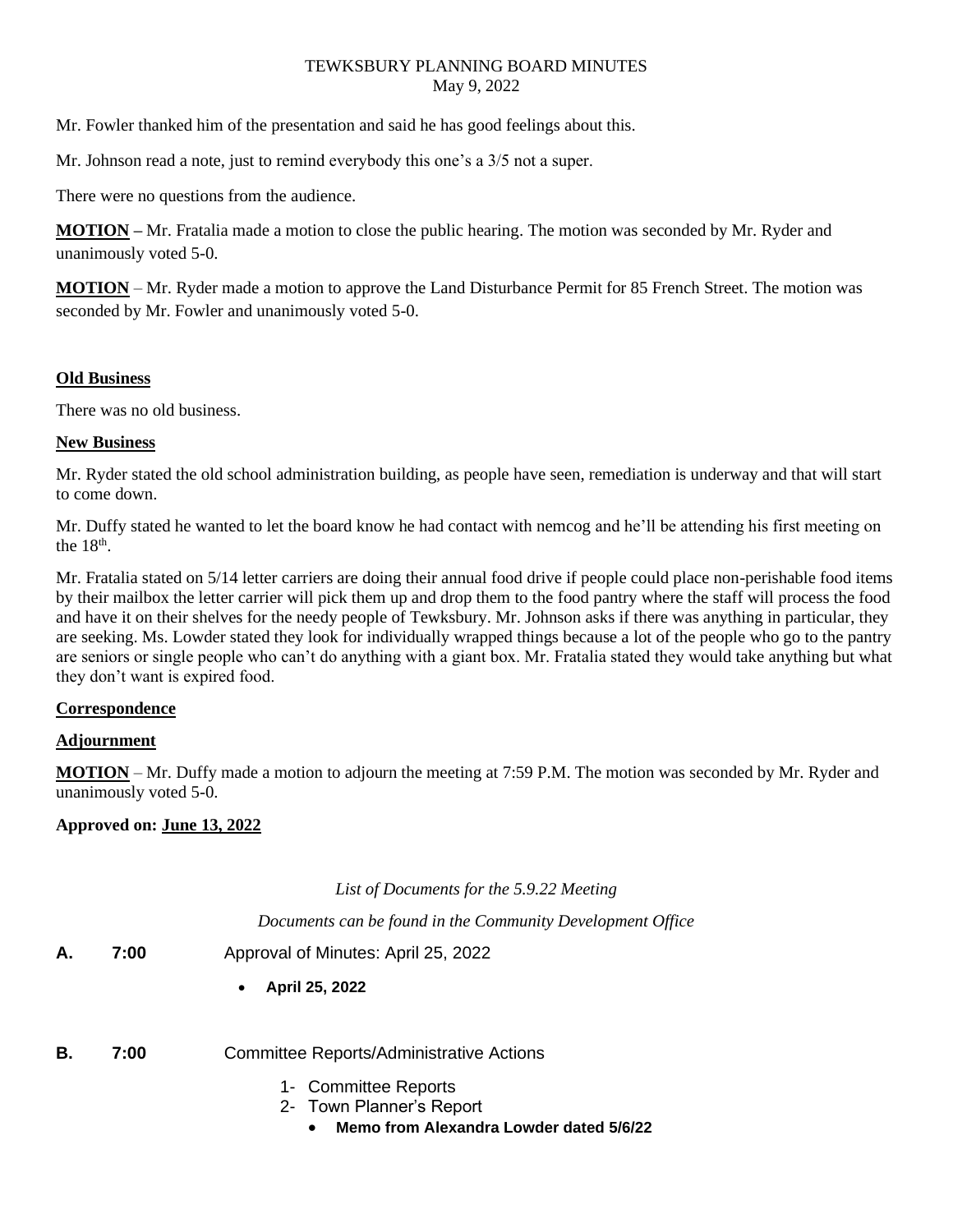Mr. Fowler thanked him of the presentation and said he has good feelings about this.

Mr. Johnson read a note, just to remind everybody this one's a 3/5 not a super.

There were no questions from the audience.

**MOTION –** Mr. Fratalia made a motion to close the public hearing. The motion was seconded by Mr. Ryder and unanimously voted 5-0.

**MOTION** – Mr. Ryder made a motion to approve the Land Disturbance Permit for 85 French Street. The motion was seconded by Mr. Fowler and unanimously voted 5-0.

**Old Business**

There was no old business.

**New Business**

Mr. Ryder stated the old school administration building, as people have seen, remediation is underway and that will start to come down.

Mr. Duffy stated he wanted to let the board know he had contact with nemcog and he'll be attending his first meeting on the 18th.

Mr. Fratalia stated on 5/14 letter carriers are doing their annual food drive if people could place non-perishable food items by their mailbox the letter carrier will pick them up and drop them to the food pantry where the staff will process the food and have it on their shelves for the needy people of Tewksbury. Mr. Johnson asks if there was anything in particular, they are seeking. Ms. Lowder stated they look for individually wrapped things because a lot of the people who go to the pantry are seniors or single people who can't do anything with a giant box. Mr. Fratalia stated they would take anything but what they don't want is expired food.

**Correspondence**

**Adjournment**

**MOTION** – Mr. Duffy made a motion to adjourn the meeting at 7:59 P.M. The motion was seconded by Mr. Ryder and unanimously voted 5-0.

**Approved on: June 13, 2022**

*List of Documents for the 5.9.22 Meeting*

*Documents can be found in the Community Development Office*

**A.** **7:00** Approval of Minutes: April 25, 2022

- **April 25, 2022**

**B.** **7:00** Committee Reports/Administrative Actions

1- Committee Reports
2- Town Planner's Report
   - **Memo from Alexandra Lowder dated 5/6/22**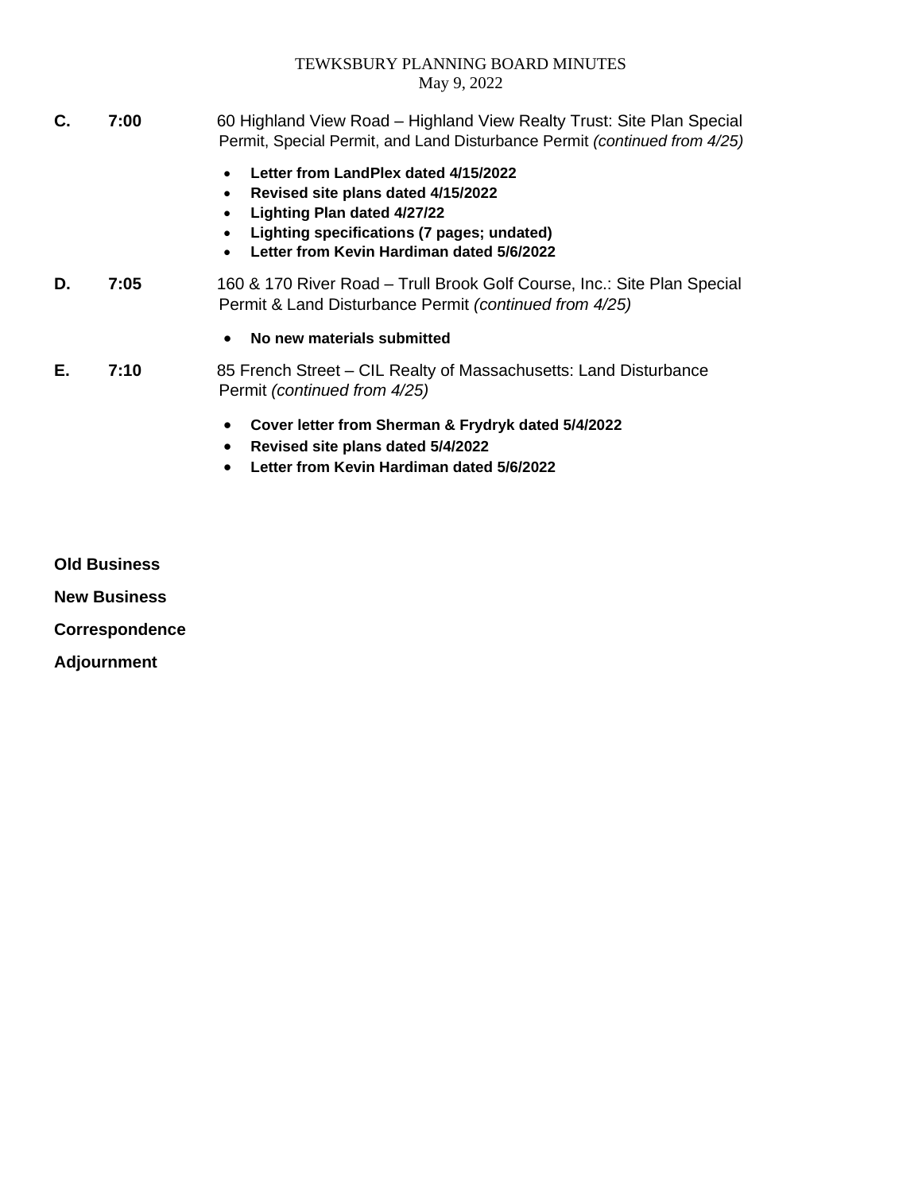**C.** **7:00** 60 Highland View Road – Highland View Realty Trust: Site Plan Special Permit, Special Permit, and Land Disturbance Permit *(continued from 4/25)*

- **Letter from LandPlex dated 4/15/2022**
- **Revised site plans dated 4/15/2022**
- **Lighting Plan dated 4/27/22**
- **Lighting specifications (7 pages; undated)**
- **Letter from Kevin Hardiman dated 5/6/2022**

**D.** **7:05** 160 & 170 River Road – Trull Brook Golf Course, Inc.: Site Plan Special Permit & Land Disturbance Permit *(continued from 4/25)*

- **No new materials submitted**

**E.** **7:10** 85 French Street – CIL Realty of Massachusetts: Land Disturbance Permit *(continued from 4/25)*

- **Cover letter from Sherman & Frydryk dated 5/4/2022**
- **Revised site plans dated 5/4/2022**
- **Letter from Kevin Hardiman dated 5/6/2022**

**Old Business**

**New Business**

**Correspondence**

**Adjournment**